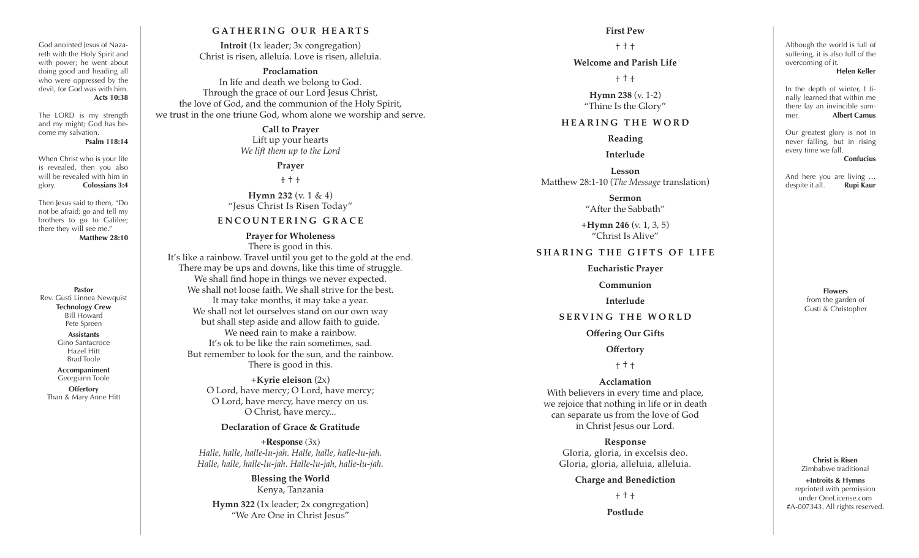God anointed Jesus of Nazareth with the Holy Spirit and with power; he went about doing good and heading all who were oppressed by the devil, for God was with him.
**Acts 10:38**

The LORD is my strength and my might; God has become my salvation.
**Psalm 118:14**

When Christ who is your life is revealed, then you also will be revealed with him in glory. **Colossians 3:4**

Then Jesus said to them, "Do not be afraid; go and tell my brothers to go to Galilee; there they will see me."
**Matthew 28:10**

**Pastor**
Rev. Gusti Linnea Newquist

**Technology Crew**
Bill Howard
Pete Spreen

**Assistants**
Gino Santacroce
Hazel Hitt
Brad Toole

**Accompaniment**
Georgiann Toole

**Offertory**
Than & Mary Anne Hitt

## GATHERING OUR HEARTS

**Introit** (1x leader; 3x congregation)
Christ is risen, alleluia. Love is risen, alleluia.

**Proclamation**
In life and death we belong to God.
Through the grace of our Lord Jesus Christ,
the love of God, and the communion of the Holy Spirit,
we trust in the one triune God, whom alone we worship and serve.

**Call to Prayer**
Lift up your hearts
*We lift them up to the Lord*

**Prayer**

† † †

**Hymn 232** (v. 1 & 4)
"Jesus Christ Is Risen Today"

## ENCOUNTERING GRACE

**Prayer for Wholeness**
There is good in this.
It's like a rainbow. Travel until you get to the gold at the end.
There may be ups and downs, like this time of struggle.
We shall find hope in things we never expected.
We shall not loose faith. We shall strive for the best.
It may take months, it may take a year.
We shall not let ourselves stand on our own way
but shall step aside and allow faith to guide.
We need rain to make a rainbow.
It's ok to be like the rain sometimes, sad.
But remember to look for the sun, and the rainbow.
There is good in this.

**+Kyrie eleison** (2x)
O Lord, have mercy; O Lord, have mercy;
O Lord, have mercy, have mercy on us.
O Christ, have mercy...

**Declaration of Grace & Gratitude**

**+Response** (3x)
*Halle, halle, halle-lu-jah. Halle, halle, halle-lu-jah.*
*Halle, halle, halle-lu-jah. Halle-lu-jah, halle-lu-jah.*

**Blessing the World**
Kenya, Tanzania

**Hymn 322** (1x leader; 2x congregation)
"We Are One in Christ Jesus"

**First Pew**

† † †

**Welcome and Parish Life**

† † †

**Hymn 238** (v. 1-2)
"Thine Is the Glory"

## HEARING THE WORD

**Reading**

**Interlude**

**Lesson**
Matthew 28:1-10 (*The Message* translation)

**Sermon**
"After the Sabbath"

**+Hymn 246** (v. 1, 3, 5)
"Christ Is Alive"

## SHARING THE GIFTS OF LIFE

**Eucharistic Prayer**

**Communion**

**Interlude**

## SERVING THE WORLD

**Offering Our Gifts**

**Offertory**

† † †

**Acclamation**
With believers in every time and place,
we rejoice that nothing in life or in death
can separate us from the love of God
in Christ Jesus our Lord.

**Response**
Gloria, gloria, in excelsis deo.
Gloria, gloria, alleluia, alleluia.

**Charge and Benediction**

† † †

**Postlude**

Although the world is full of suffering, it is also full of the overcoming of it.
**Helen Keller**

In the depth of winter, I finally learned that within me there lay an invincible summer. **Albert Camus**

Our greatest glory is not in never falling, but in rising every time we fall.
**Confucius**

And here you are living … despite it all. **Rupi Kaur**

**Flowers**
from the garden of
Gusti & Christopher

**Christ is Risen**
Zimbabwe traditional

**+Introits & Hymns**
reprinted with permission
under OneLicense.com
#A-007343. All rights reserved.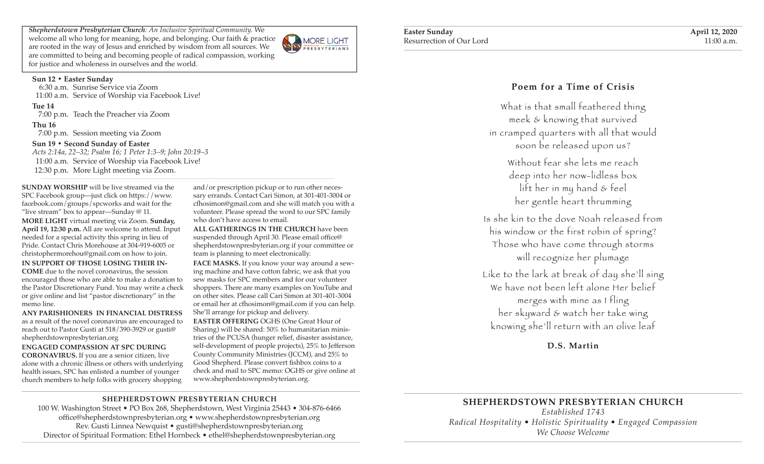*Shepherdstown Presbyterian Church: An Inclusive Spiritual Community.* We welcome all who long for meaning, hope, and belonging. Our faith & practice are rooted in the way of Jesus and enriched by wisdom from all sources. We are committed to being and becoming people of radical compassion, working for justice and wholeness in ourselves and the world.

MORE LIGHT PRESBYTERIANS

**Sun 12 • Easter Sunday**
6:30 a.m. Sunrise Service via Zoom
11:00 a.m. Service of Worship via Facebook Live!

**Tue 14**
7:00 p.m. Teach the Preacher via Zoom

**Thu 16**
7:00 p.m. Session meeting via Zoom

**Sun 19 • Second Sunday of Easter**
*Acts 2:14a, 22–32; Psalm 16; 1 Peter 1:3–9; John 20:19–3*
11:00 a.m. Service of Worship via Facebook Live!
12:30 p.m. More Light meeting via Zoom.

**SUNDAY WORSHIP** will be live streamed via the SPC Facebook group—just click on https://www.facebook.com/groups/spcworks and wait for the "live stream" box to appear—Sunday @ 11.

**MORE LIGHT** virtual meeting via Zoom. **Sunday, April 19, 12:30 p.m.** All are welcome to attend. Input needed for a special activity this spring in lieu of Pride. Contact Chris Morehouse at 304-919-6005 or christophermorehou@gmail.com on how to join.

**IN SUPPORT OF THOSE LOSING THEIR INCOME** due to the novel coronavirus, the session encouraged those who are able to make a donation to the Pastor Discretionary Fund. You may write a check or give online and list "pastor discretionary" in the memo line.

**ANY PARISHIONERS IN FINANCIAL DISTRESS** as a result of the novel coronavirus are encouraged to reach out to Pastor Gusti at 518/390-3929 or gusti@shepherdstownpresbyterian.org

**ENGAGED COMPASSION AT SPC DURING CORONAVIRUS.** If you are a senior citizen, live alone with a chronic illness or others with underlying health issues, SPC has enlisted a number of younger church members to help folks with grocery shopping and/or prescription pickup or to run other necessary errands. Contact Cari Simon, at 301-401-3004 or cfhosimon@gmail.com and she will match you with a volunteer. Please spread the word to our SPC family who don't have access to email.

**ALL GATHERINGS IN THE CHURCH** have been suspended through April 30. Please email office@shepherdstownpresbyterian.org if your committee or team is planning to meet electronically.

**FACE MASKS.** If you know your way around a sewing machine and have cotton fabric, we ask that you sew masks for SPC members and for our volunteer shoppers. There are many examples on YouTube and on other sites. Please call Cari Simon at 301-401-3004 or email her at cfhosimon@gmail.com if you can help. She'll arrange for pickup and delivery.

**EASTER OFFERING** OGHS (One Great Hour of Sharing) will be shared: 50% to humanitarian ministries of the PCUSA (hunger relief, disaster assistance, self-development of people projects), 25% to Jefferson County Community Ministries (JCCM), and 25% to Good Shepherd. Please convert fishbox coins to a check and mail to SPC memo: OGHS or give online at www.shepherdstownpresbyterian.org.

**SHEPHERDSTOWN PRESBYTERIAN CHURCH**
100 W. Washington Street • PO Box 268, Shepherdstown, West Virginia 25443 • 304-876-6466
office@shepherdstownpresbyterian.org • www.shepherdstownpresbyterian.org
Rev. Gusti Linnea Newquist • gusti@shepherdstownpresbyterian.org
Director of Spiritual Formation: Ethel Hornbeck • ethel@shepherdstownpresbyterian.org

**Easter Sunday** — **April 12, 2020**
Resurrection of Our Lord — 11:00 a.m.

## Poem for a Time of Crisis

What is that small feathered thing
meek & knowing that survived
in cramped quarters with all that would
soon be released upon us?

Without fear she lets me reach
deep into her now-lidless box
lift her in my hand & feel
her gentle heart thrumming

Is she kin to the dove Noah released from
his window or the first robin of spring?
Those who have come through storms
will recognize her plumage

Like to the lark at break of day she'll sing
We have not been left alone Her belief
merges with mine as I fling
her skyward & watch her take wing
knowing she'll return with an olive leaf

**D.S. Martin**

**SHEPHERDSTOWN PRESBYTERIAN CHURCH**
*Established 1743*
*Radical Hospitality • Holistic Spirituality • Engaged Compassion*
*We Choose Welcome*